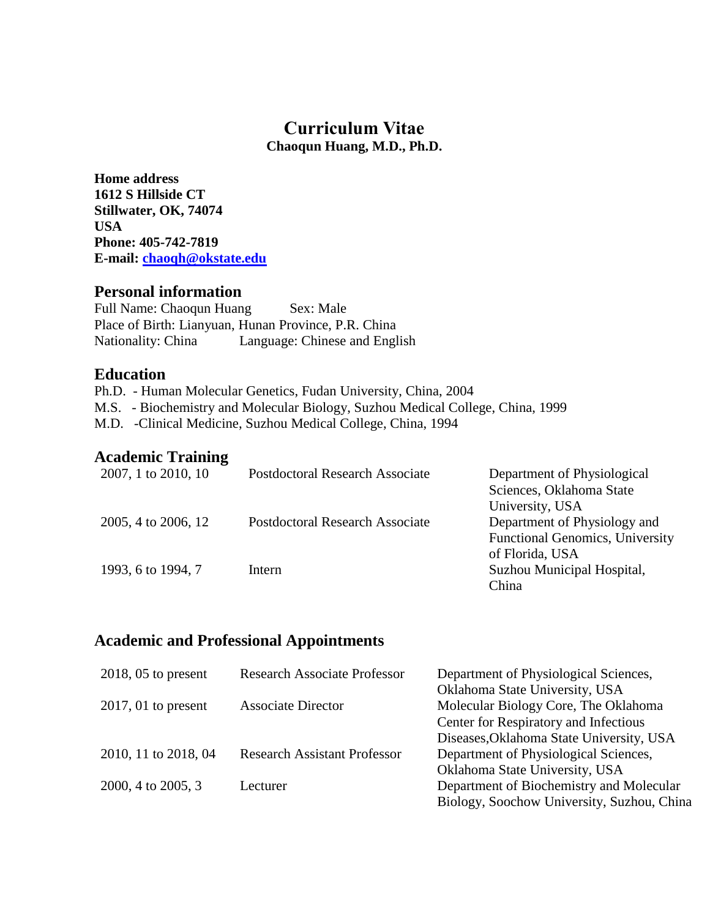# Curriculum Vitae

**Chaoqun Huang, M.D., Ph.D.**

**Home address**
**1612 S Hillside CT**
**Stillwater, OK, 74074**
**USA**
**Phone: 405-742-7819**
**E-mail: chaoqh@okstate.edu**

## Personal information

Full Name: Chaoqun Huang    Sex: Male
Place of Birth: Lianyuan, Hunan Province, P.R. China
Nationality: China    Language: Chinese and English

## Education

Ph.D. - Human Molecular Genetics, Fudan University, China, 2004
M.S. - Biochemistry and Molecular Biology, Suzhou Medical College, China, 1999
M.D. -Clinical Medicine, Suzhou Medical College, China, 1994

## Academic Training

| | | |
|---|---|---|
| 2007, 1 to 2010, 10 | Postdoctoral Research Associate | Department of Physiological Sciences, Oklahoma State University, USA |
| 2005, 4 to 2006, 12 | Postdoctoral Research Associate | Department of Physiology and Functional Genomics, University of Florida, USA |
| 1993, 6 to 1994, 7 | Intern | Suzhou Municipal Hospital, China |

## Academic and Professional Appointments

| | | |
|---|---|---|
| 2018, 05 to present | Research Associate Professor | Department of Physiological Sciences, Oklahoma State University, USA |
| 2017, 01 to present | Associate Director | Molecular Biology Core, The Oklahoma Center for Respiratory and Infectious Diseases,Oklahoma State University, USA |
| 2010, 11 to 2018, 04 | Research Assistant Professor | Department of Physiological Sciences, Oklahoma State University, USA |
| 2000, 4 to 2005, 3 | Lecturer | Department of Biochemistry and Molecular Biology, Soochow University, Suzhou, China |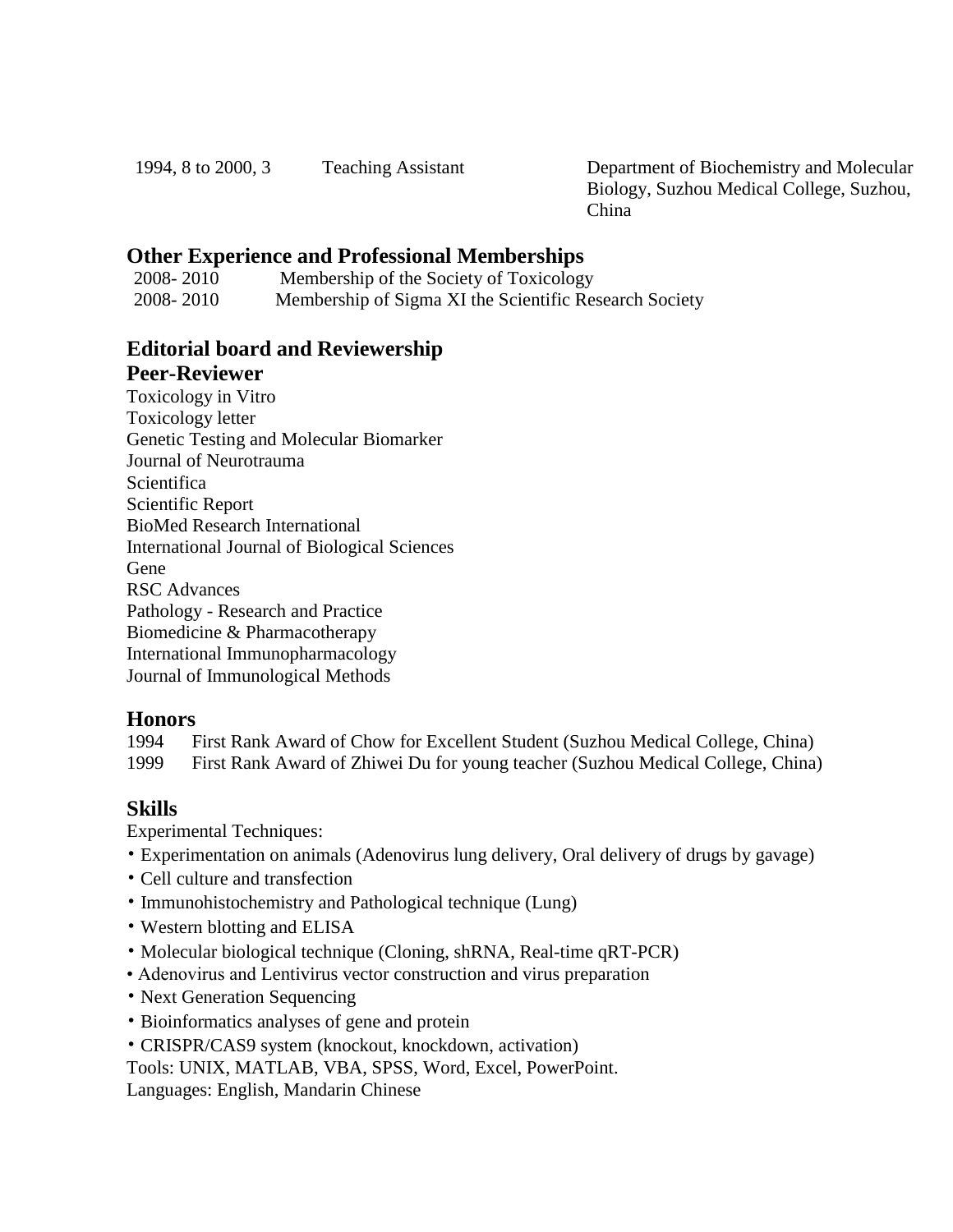| | | |
|---|---|---|
| 1994, 8 to 2000, 3 | Teaching Assistant | Department of Biochemistry and Molecular Biology, Suzhou Medical College, Suzhou, China |

## Other Experience and Professional Memberships

2008- 2010 Membership of the Society of Toxicology
2008- 2010 Membership of Sigma XI the Scientific Research Society

## Editorial board and Reviewership

### Peer-Reviewer

Toxicology in Vitro
Toxicology letter
Genetic Testing and Molecular Biomarker
Journal of Neurotrauma
Scientifica
Scientific Report
BioMed Research International
International Journal of Biological Sciences
Gene
RSC Advances
Pathology - Research and Practice
Biomedicine & Pharmacotherapy
International Immunopharmacology
Journal of Immunological Methods

## Honors

1994 First Rank Award of Chow for Excellent Student (Suzhou Medical College, China)
1999 First Rank Award of Zhiwei Du for young teacher (Suzhou Medical College, China)

## Skills

Experimental Techniques:

- Experimentation on animals (Adenovirus lung delivery, Oral delivery of drugs by gavage)
- Cell culture and transfection
- Immunohistochemistry and Pathological technique (Lung)
- Western blotting and ELISA
- Molecular biological technique (Cloning, shRNA, Real-time qRT-PCR)
- Adenovirus and Lentivirus vector construction and virus preparation
- Next Generation Sequencing
- Bioinformatics analyses of gene and protein
- CRISPR/CAS9 system (knockout, knockdown, activation)

Tools: UNIX, MATLAB, VBA, SPSS, Word, Excel, PowerPoint.
Languages: English, Mandarin Chinese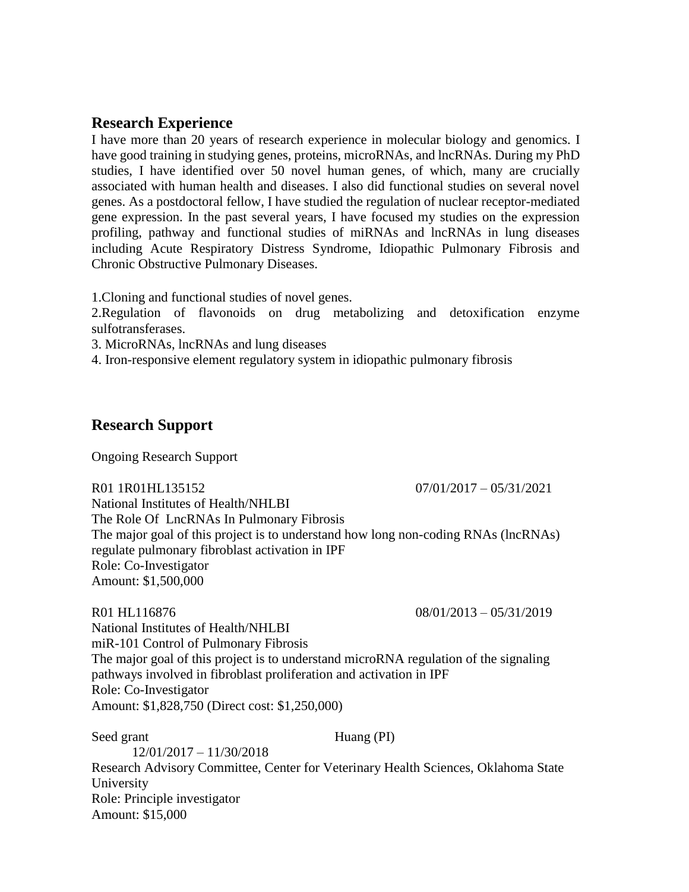## Research Experience

I have more than 20 years of research experience in molecular biology and genomics. I have good training in studying genes, proteins, microRNAs, and lncRNAs. During my PhD studies, I have identified over 50 novel human genes, of which, many are crucially associated with human health and diseases. I also did functional studies on several novel genes. As a postdoctoral fellow, I have studied the regulation of nuclear receptor-mediated gene expression. In the past several years, I have focused my studies on the expression profiling, pathway and functional studies of miRNAs and lncRNAs in lung diseases including Acute Respiratory Distress Syndrome, Idiopathic Pulmonary Fibrosis and Chronic Obstructive Pulmonary Diseases.

1.Cloning and functional studies of novel genes.
2.Regulation of flavonoids on drug metabolizing and detoxification enzyme sulfotransferases.
3. MicroRNAs, lncRNAs and lung diseases
4. Iron-responsive element regulatory system in idiopathic pulmonary fibrosis

## Research Support

Ongoing Research Support

R01 1R01HL135152 07/01/2017 – 05/31/2021
National Institutes of Health/NHLBI
The Role Of LncRNAs In Pulmonary Fibrosis
The major goal of this project is to understand how long non-coding RNAs (lncRNAs) regulate pulmonary fibroblast activation in IPF
Role: Co-Investigator
Amount: $1,500,000

R01 HL116876 08/01/2013 – 05/31/2019
National Institutes of Health/NHLBI
miR-101 Control of Pulmonary Fibrosis
The major goal of this project is to understand microRNA regulation of the signaling pathways involved in fibroblast proliferation and activation in IPF
Role: Co-Investigator
Amount: $1,828,750 (Direct cost: $1,250,000)

Seed grant Huang (PI)
12/01/2017 – 11/30/2018
Research Advisory Committee, Center for Veterinary Health Sciences, Oklahoma State University
Role: Principle investigator
Amount: $15,000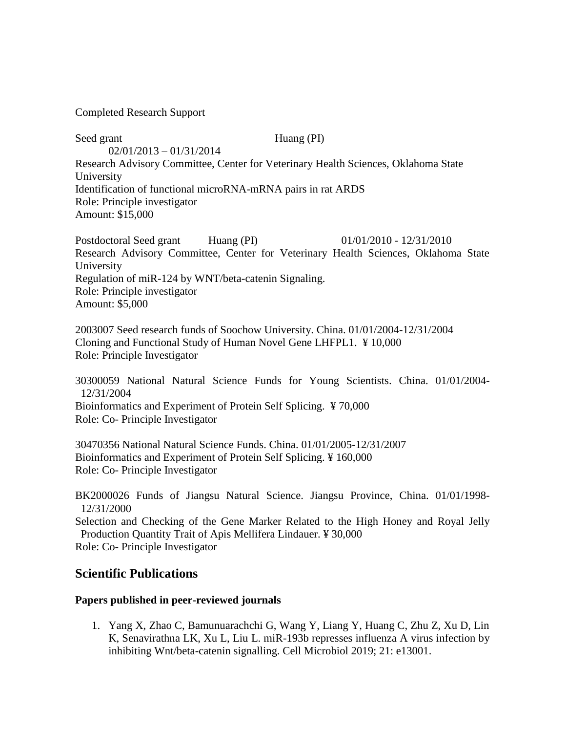Completed Research Support

Seed grant Huang (PI)
02/01/2013 – 01/31/2014
Research Advisory Committee, Center for Veterinary Health Sciences, Oklahoma State University
Identification of functional microRNA-mRNA pairs in rat ARDS
Role: Principle investigator
Amount: $15,000

Postdoctoral Seed grant Huang (PI) 01/01/2010 - 12/31/2010
Research Advisory Committee, Center for Veterinary Health Sciences, Oklahoma State University
Regulation of miR-124 by WNT/beta-catenin Signaling.
Role: Principle investigator
Amount: $5,000

2003007 Seed research funds of Soochow University. China. 01/01/2004-12/31/2004
Cloning and Functional Study of Human Novel Gene LHFPL1. ¥ 10,000
Role: Principle Investigator

30300059 National Natural Science Funds for Young Scientists. China. 01/01/2004-12/31/2004
Bioinformatics and Experiment of Protein Self Splicing. ¥ 70,000
Role: Co- Principle Investigator

30470356 National Natural Science Funds. China. 01/01/2005-12/31/2007
Bioinformatics and Experiment of Protein Self Splicing. ¥ 160,000
Role: Co- Principle Investigator

BK2000026 Funds of Jiangsu Natural Science. Jiangsu Province, China. 01/01/1998-12/31/2000
Selection and Checking of the Gene Marker Related to the High Honey and Royal Jelly Production Quantity Trait of Apis Mellifera Lindauer. ¥ 30,000
Role: Co- Principle Investigator

## Scientific Publications

### Papers published in peer-reviewed journals

1. Yang X, Zhao C, Bamunuarachchi G, Wang Y, Liang Y, Huang C, Zhu Z, Xu D, Lin K, Senavirathna LK, Xu L, Liu L. miR-193b represses influenza A virus infection by inhibiting Wnt/beta-catenin signalling. Cell Microbiol 2019; 21: e13001.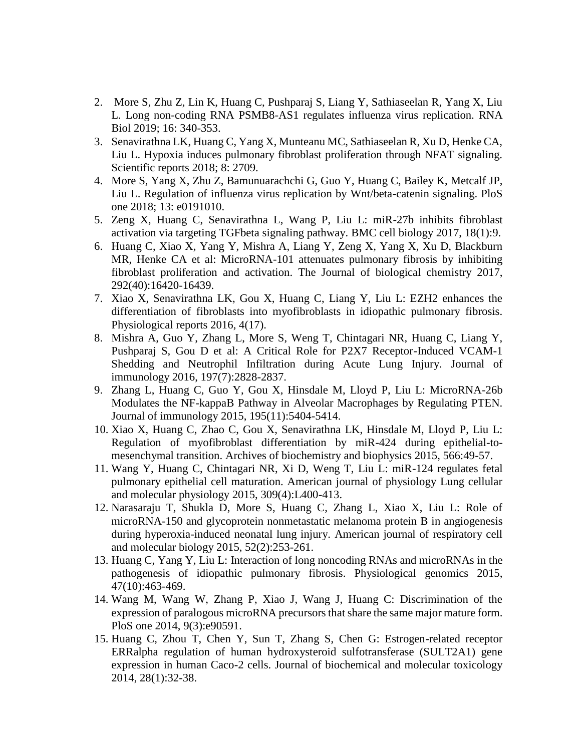2. More S, Zhu Z, Lin K, Huang C, Pushparaj S, Liang Y, Sathiaseelan R, Yang X, Liu L. Long non-coding RNA PSMB8-AS1 regulates influenza virus replication. RNA Biol 2019; 16: 340-353.
3. Senavirathna LK, Huang C, Yang X, Munteanu MC, Sathiaseelan R, Xu D, Henke CA, Liu L. Hypoxia induces pulmonary fibroblast proliferation through NFAT signaling. Scientific reports 2018; 8: 2709.
4. More S, Yang X, Zhu Z, Bamunuarachchi G, Guo Y, Huang C, Bailey K, Metcalf JP, Liu L. Regulation of influenza virus replication by Wnt/beta-catenin signaling. PloS one 2018; 13: e0191010.
5. Zeng X, Huang C, Senavirathna L, Wang P, Liu L: miR-27b inhibits fibroblast activation via targeting TGFbeta signaling pathway. BMC cell biology 2017, 18(1):9.
6. Huang C, Xiao X, Yang Y, Mishra A, Liang Y, Zeng X, Yang X, Xu D, Blackburn MR, Henke CA et al: MicroRNA-101 attenuates pulmonary fibrosis by inhibiting fibroblast proliferation and activation. The Journal of biological chemistry 2017, 292(40):16420-16439.
7. Xiao X, Senavirathna LK, Gou X, Huang C, Liang Y, Liu L: EZH2 enhances the differentiation of fibroblasts into myofibroblasts in idiopathic pulmonary fibrosis. Physiological reports 2016, 4(17).
8. Mishra A, Guo Y, Zhang L, More S, Weng T, Chintagari NR, Huang C, Liang Y, Pushparaj S, Gou D et al: A Critical Role for P2X7 Receptor-Induced VCAM-1 Shedding and Neutrophil Infiltration during Acute Lung Injury. Journal of immunology 2016, 197(7):2828-2837.
9. Zhang L, Huang C, Guo Y, Gou X, Hinsdale M, Lloyd P, Liu L: MicroRNA-26b Modulates the NF-kappaB Pathway in Alveolar Macrophages by Regulating PTEN. Journal of immunology 2015, 195(11):5404-5414.
10. Xiao X, Huang C, Zhao C, Gou X, Senavirathna LK, Hinsdale M, Lloyd P, Liu L: Regulation of myofibroblast differentiation by miR-424 during epithelial-to-mesenchymal transition. Archives of biochemistry and biophysics 2015, 566:49-57.
11. Wang Y, Huang C, Chintagari NR, Xi D, Weng T, Liu L: miR-124 regulates fetal pulmonary epithelial cell maturation. American journal of physiology Lung cellular and molecular physiology 2015, 309(4):L400-413.
12. Narasaraju T, Shukla D, More S, Huang C, Zhang L, Xiao X, Liu L: Role of microRNA-150 and glycoprotein nonmetastatic melanoma protein B in angiogenesis during hyperoxia-induced neonatal lung injury. American journal of respiratory cell and molecular biology 2015, 52(2):253-261.
13. Huang C, Yang Y, Liu L: Interaction of long noncoding RNAs and microRNAs in the pathogenesis of idiopathic pulmonary fibrosis. Physiological genomics 2015, 47(10):463-469.
14. Wang M, Wang W, Zhang P, Xiao J, Wang J, Huang C: Discrimination of the expression of paralogous microRNA precursors that share the same major mature form. PloS one 2014, 9(3):e90591.
15. Huang C, Zhou T, Chen Y, Sun T, Zhang S, Chen G: Estrogen-related receptor ERRalpha regulation of human hydroxysteroid sulfotransferase (SULT2A1) gene expression in human Caco-2 cells. Journal of biochemical and molecular toxicology 2014, 28(1):32-38.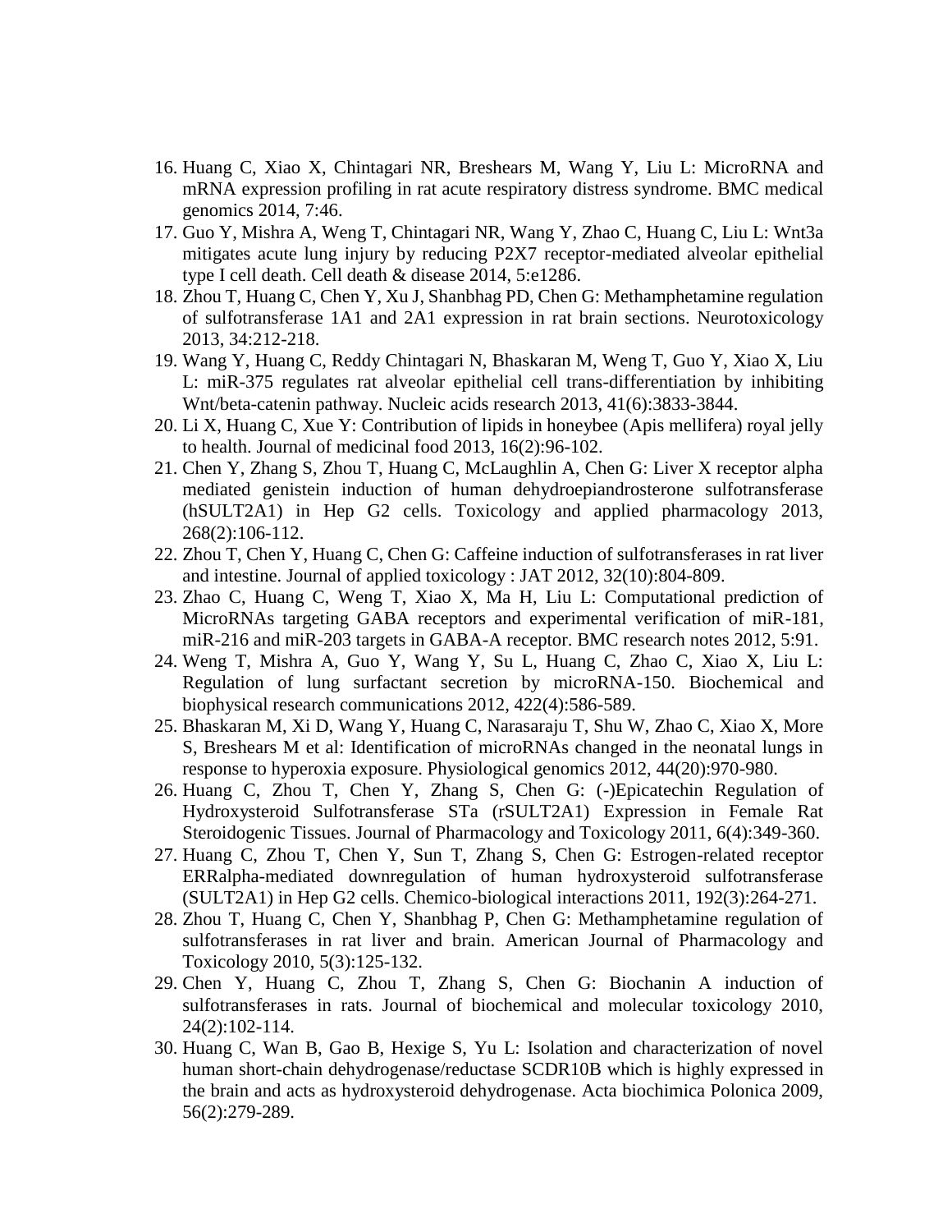16. Huang C, Xiao X, Chintagari NR, Breshears M, Wang Y, Liu L: MicroRNA and mRNA expression profiling in rat acute respiratory distress syndrome. BMC medical genomics 2014, 7:46.
17. Guo Y, Mishra A, Weng T, Chintagari NR, Wang Y, Zhao C, Huang C, Liu L: Wnt3a mitigates acute lung injury by reducing P2X7 receptor-mediated alveolar epithelial type I cell death. Cell death & disease 2014, 5:e1286.
18. Zhou T, Huang C, Chen Y, Xu J, Shanbhag PD, Chen G: Methamphetamine regulation of sulfotransferase 1A1 and 2A1 expression in rat brain sections. Neurotoxicology 2013, 34:212-218.
19. Wang Y, Huang C, Reddy Chintagari N, Bhaskaran M, Weng T, Guo Y, Xiao X, Liu L: miR-375 regulates rat alveolar epithelial cell trans-differentiation by inhibiting Wnt/beta-catenin pathway. Nucleic acids research 2013, 41(6):3833-3844.
20. Li X, Huang C, Xue Y: Contribution of lipids in honeybee (Apis mellifera) royal jelly to health. Journal of medicinal food 2013, 16(2):96-102.
21. Chen Y, Zhang S, Zhou T, Huang C, McLaughlin A, Chen G: Liver X receptor alpha mediated genistein induction of human dehydroepiandrosterone sulfotransferase (hSULT2A1) in Hep G2 cells. Toxicology and applied pharmacology 2013, 268(2):106-112.
22. Zhou T, Chen Y, Huang C, Chen G: Caffeine induction of sulfotransferases in rat liver and intestine. Journal of applied toxicology : JAT 2012, 32(10):804-809.
23. Zhao C, Huang C, Weng T, Xiao X, Ma H, Liu L: Computational prediction of MicroRNAs targeting GABA receptors and experimental verification of miR-181, miR-216 and miR-203 targets in GABA-A receptor. BMC research notes 2012, 5:91.
24. Weng T, Mishra A, Guo Y, Wang Y, Su L, Huang C, Zhao C, Xiao X, Liu L: Regulation of lung surfactant secretion by microRNA-150. Biochemical and biophysical research communications 2012, 422(4):586-589.
25. Bhaskaran M, Xi D, Wang Y, Huang C, Narasaraju T, Shu W, Zhao C, Xiao X, More S, Breshears M et al: Identification of microRNAs changed in the neonatal lungs in response to hyperoxia exposure. Physiological genomics 2012, 44(20):970-980.
26. Huang C, Zhou T, Chen Y, Zhang S, Chen G: (-)Epicatechin Regulation of Hydroxysteroid Sulfotransferase STa (rSULT2A1) Expression in Female Rat Steroidogenic Tissues. Journal of Pharmacology and Toxicology 2011, 6(4):349-360.
27. Huang C, Zhou T, Chen Y, Sun T, Zhang S, Chen G: Estrogen-related receptor ERRalpha-mediated downregulation of human hydroxysteroid sulfotransferase (SULT2A1) in Hep G2 cells. Chemico-biological interactions 2011, 192(3):264-271.
28. Zhou T, Huang C, Chen Y, Shanbhag P, Chen G: Methamphetamine regulation of sulfotransferases in rat liver and brain. American Journal of Pharmacology and Toxicology 2010, 5(3):125-132.
29. Chen Y, Huang C, Zhou T, Zhang S, Chen G: Biochanin A induction of sulfotransferases in rats. Journal of biochemical and molecular toxicology 2010, 24(2):102-114.
30. Huang C, Wan B, Gao B, Hexige S, Yu L: Isolation and characterization of novel human short-chain dehydrogenase/reductase SCDR10B which is highly expressed in the brain and acts as hydroxysteroid dehydrogenase. Acta biochimica Polonica 2009, 56(2):279-289.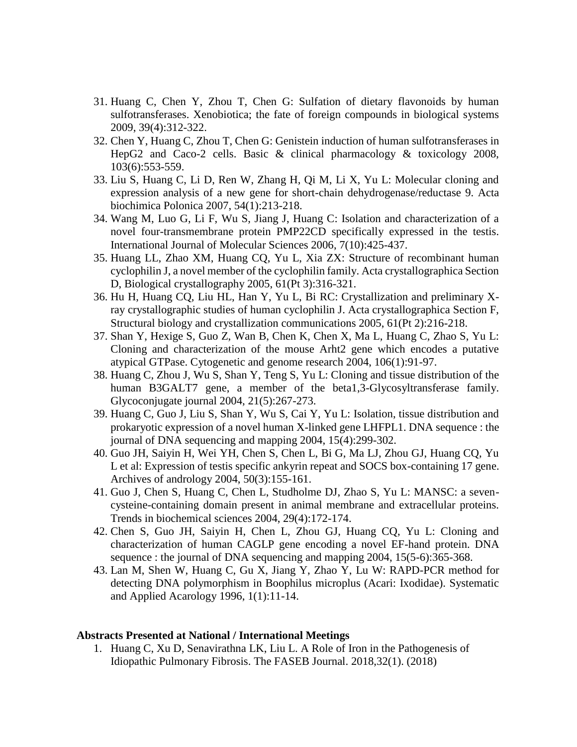31. Huang C, Chen Y, Zhou T, Chen G: Sulfation of dietary flavonoids by human sulfotransferases. Xenobiotica; the fate of foreign compounds in biological systems 2009, 39(4):312-322.
32. Chen Y, Huang C, Zhou T, Chen G: Genistein induction of human sulfotransferases in HepG2 and Caco-2 cells. Basic & clinical pharmacology & toxicology 2008, 103(6):553-559.
33. Liu S, Huang C, Li D, Ren W, Zhang H, Qi M, Li X, Yu L: Molecular cloning and expression analysis of a new gene for short-chain dehydrogenase/reductase 9. Acta biochimica Polonica 2007, 54(1):213-218.
34. Wang M, Luo G, Li F, Wu S, Jiang J, Huang C: Isolation and characterization of a novel four-transmembrane protein PMP22CD specifically expressed in the testis. International Journal of Molecular Sciences 2006, 7(10):425-437.
35. Huang LL, Zhao XM, Huang CQ, Yu L, Xia ZX: Structure of recombinant human cyclophilin J, a novel member of the cyclophilin family. Acta crystallographica Section D, Biological crystallography 2005, 61(Pt 3):316-321.
36. Hu H, Huang CQ, Liu HL, Han Y, Yu L, Bi RC: Crystallization and preliminary X-ray crystallographic studies of human cyclophilin J. Acta crystallographica Section F, Structural biology and crystallization communications 2005, 61(Pt 2):216-218.
37. Shan Y, Hexige S, Guo Z, Wan B, Chen K, Chen X, Ma L, Huang C, Zhao S, Yu L: Cloning and characterization of the mouse Arht2 gene which encodes a putative atypical GTPase. Cytogenetic and genome research 2004, 106(1):91-97.
38. Huang C, Zhou J, Wu S, Shan Y, Teng S, Yu L: Cloning and tissue distribution of the human B3GALT7 gene, a member of the beta1,3-Glycosyltransferase family. Glycoconjugate journal 2004, 21(5):267-273.
39. Huang C, Guo J, Liu S, Shan Y, Wu S, Cai Y, Yu L: Isolation, tissue distribution and prokaryotic expression of a novel human X-linked gene LHFPL1. DNA sequence : the journal of DNA sequencing and mapping 2004, 15(4):299-302.
40. Guo JH, Saiyin H, Wei YH, Chen S, Chen L, Bi G, Ma LJ, Zhou GJ, Huang CQ, Yu L et al: Expression of testis specific ankyrin repeat and SOCS box-containing 17 gene. Archives of andrology 2004, 50(3):155-161.
41. Guo J, Chen S, Huang C, Chen L, Studholme DJ, Zhao S, Yu L: MANSC: a seven-cysteine-containing domain present in animal membrane and extracellular proteins. Trends in biochemical sciences 2004, 29(4):172-174.
42. Chen S, Guo JH, Saiyin H, Chen L, Zhou GJ, Huang CQ, Yu L: Cloning and characterization of human CAGLP gene encoding a novel EF-hand protein. DNA sequence : the journal of DNA sequencing and mapping 2004, 15(5-6):365-368.
43. Lan M, Shen W, Huang C, Gu X, Jiang Y, Zhao Y, Lu W: RAPD-PCR method for detecting DNA polymorphism in Boophilus microplus (Acari: Ixodidae). Systematic and Applied Acarology 1996, 1(1):11-14.

**Abstracts Presented at National / International Meetings**

1. Huang C, Xu D, Senavirathna LK, Liu L. A Role of Iron in the Pathogenesis of Idiopathic Pulmonary Fibrosis. The FASEB Journal. 2018,32(1). (2018)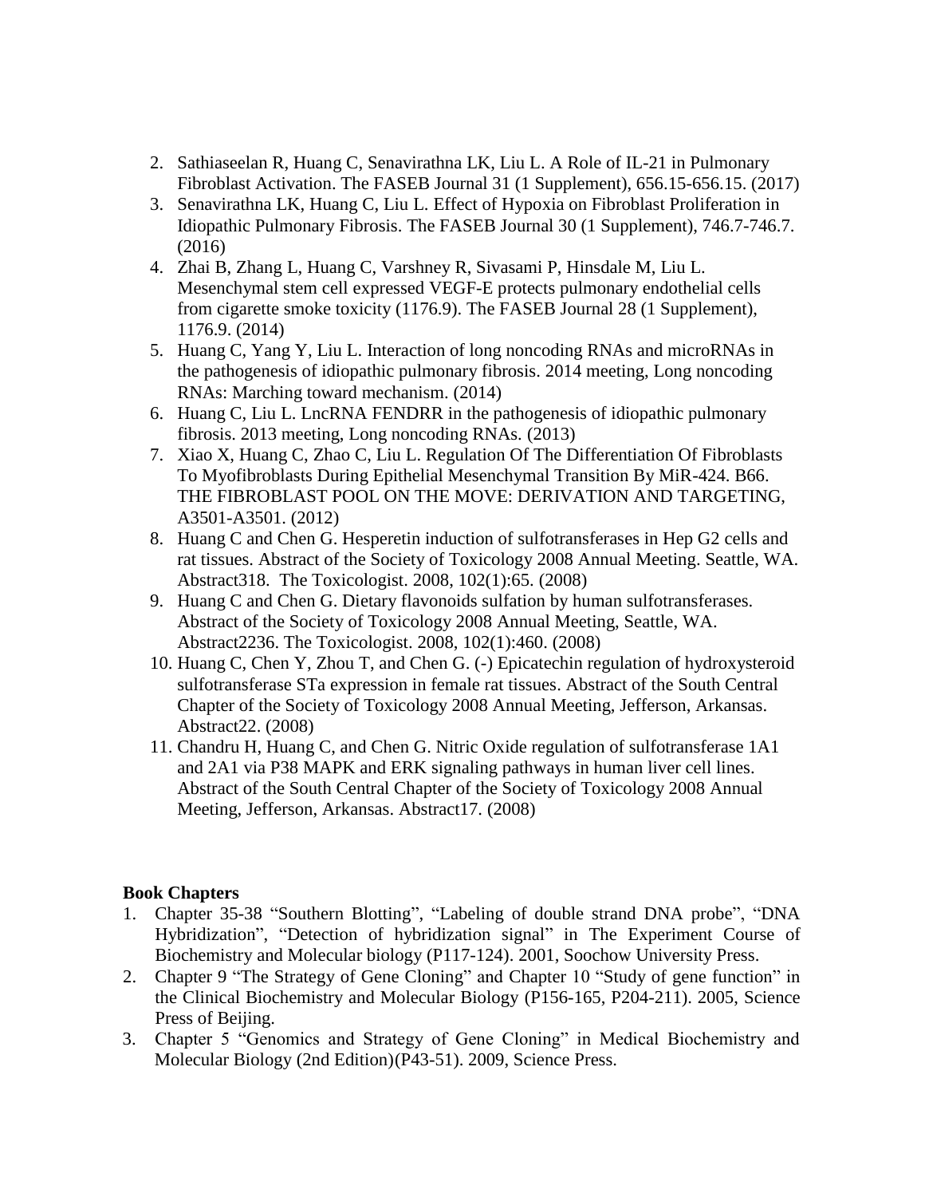2. Sathiaseelan R, Huang C, Senavirathna LK, Liu L. A Role of IL-21 in Pulmonary Fibroblast Activation. The FASEB Journal 31 (1 Supplement), 656.15-656.15. (2017)
3. Senavirathna LK, Huang C, Liu L. Effect of Hypoxia on Fibroblast Proliferation in Idiopathic Pulmonary Fibrosis. The FASEB Journal 30 (1 Supplement), 746.7-746.7. (2016)
4. Zhai B, Zhang L, Huang C, Varshney R, Sivasami P, Hinsdale M, Liu L. Mesenchymal stem cell expressed VEGF-E protects pulmonary endothelial cells from cigarette smoke toxicity (1176.9). The FASEB Journal 28 (1 Supplement), 1176.9. (2014)
5. Huang C, Yang Y, Liu L. Interaction of long noncoding RNAs and microRNAs in the pathogenesis of idiopathic pulmonary fibrosis. 2014 meeting, Long noncoding RNAs: Marching toward mechanism. (2014)
6. Huang C, Liu L. LncRNA FENDRR in the pathogenesis of idiopathic pulmonary fibrosis. 2013 meeting, Long noncoding RNAs. (2013)
7. Xiao X, Huang C, Zhao C, Liu L. Regulation Of The Differentiation Of Fibroblasts To Myofibroblasts During Epithelial Mesenchymal Transition By MiR-424. B66. THE FIBROBLAST POOL ON THE MOVE: DERIVATION AND TARGETING, A3501-A3501. (2012)
8. Huang C and Chen G. Hesperetin induction of sulfotransferases in Hep G2 cells and rat tissues. Abstract of the Society of Toxicology 2008 Annual Meeting. Seattle, WA. Abstract318. The Toxicologist. 2008, 102(1):65. (2008)
9. Huang C and Chen G. Dietary flavonoids sulfation by human sulfotransferases. Abstract of the Society of Toxicology 2008 Annual Meeting, Seattle, WA. Abstract2236. The Toxicologist. 2008, 102(1):460. (2008)
10. Huang C, Chen Y, Zhou T, and Chen G. (-) Epicatechin regulation of hydroxysteroid sulfotransferase STa expression in female rat tissues. Abstract of the South Central Chapter of the Society of Toxicology 2008 Annual Meeting, Jefferson, Arkansas. Abstract22. (2008)
11. Chandru H, Huang C, and Chen G. Nitric Oxide regulation of sulfotransferase 1A1 and 2A1 via P38 MAPK and ERK signaling pathways in human liver cell lines. Abstract of the South Central Chapter of the Society of Toxicology 2008 Annual Meeting, Jefferson, Arkansas. Abstract17. (2008)

**Book Chapters**

1. Chapter 35-38 "Southern Blotting", "Labeling of double strand DNA probe", "DNA Hybridization", "Detection of hybridization signal" in The Experiment Course of Biochemistry and Molecular biology (P117-124). 2001, Soochow University Press.
2. Chapter 9 "The Strategy of Gene Cloning" and Chapter 10 "Study of gene function" in the Clinical Biochemistry and Molecular Biology (P156-165, P204-211). 2005, Science Press of Beijing.
3. Chapter 5 "Genomics and Strategy of Gene Cloning" in Medical Biochemistry and Molecular Biology (2nd Edition)(P43-51). 2009, Science Press.